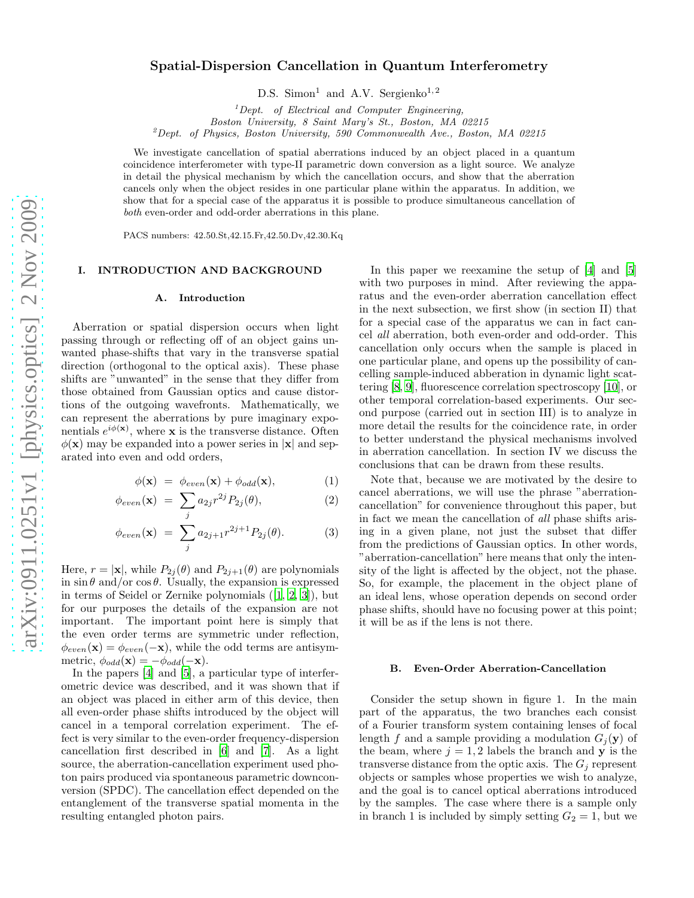# Spatial-Dispersion Cancellation in Quantum Interferometry

D.S. Simon[1] and A.V. Sergienko[1,2]

[1] *Dept. of Electrical and Computer Engineering, Boston University, 8 Saint Mary's St., Boston, MA 02215*

[2] *Dept. of Physics, Boston University, 590 Commonwealth Ave., Boston, MA 02215*

We investigate cancellation of spatial aberrations induced by an object placed in a quantum coincidence interferometer with type-II parametric down conversion as a light source. We analyze in detail the physical mechanism by which the cancellation occurs, and show that the aberration cancels only when the object resides in one particular plane within the apparatus. In addition, we show that for a special case of the apparatus it is possible to produce simultaneous cancellation of *both* even-order and odd-order aberrations in this plane.

PACS numbers: 42.50.St,42.15.Fr,42.50.Dv,42.30.Kq

## I. INTRODUCTION AND BACKGROUND

### A. Introduction

Aberration or spatial dispersion occurs when light passing through or reflecting off of an object gains unwanted phase-shifts that vary in the transverse spatial direction (orthogonal to the optical axis). These phase shifts are "unwanted" in the sense that they differ from those obtained from Gaussian optics and cause distortions of the outgoing wavefronts. Mathematically, we can represent the aberrations by pure imaginary exponentials $e^{i\phi(\mathbf{x})}$, where $\mathbf{x}$ is the transverse distance. Often $\phi(\mathbf{x})$ may be expanded into a power series in $|\mathbf{x}|$ and separated into even and odd orders,

$$\phi(\mathbf{x}) = \phi_{even}(\mathbf{x}) + \phi_{odd}(\mathbf{x}), \tag{1}$$

$$\phi_{even}(\mathbf{x}) = \sum_j a_{2j} r^{2j} P_{2j}(\theta), \tag{2}$$

$$\phi_{even}(\mathbf{x}) = \sum_j a_{2j+1} r^{2j+1} P_{2j}(\theta). \tag{3}$$

Here, $r = |\mathbf{x}|$, while $P_{2j}(\theta)$ and $P_{2j+1}(\theta)$ are polynomials in $\sin\theta$ and/or $\cos\theta$. Usually, the expansion is expressed in terms of Seidel or Zernike polynomials ([1, 2, 3]), but for our purposes the details of the expansion are not important. The important point here is simply that the even order terms are symmetric under reflection, $\phi_{even}(\mathbf{x}) = \phi_{even}(-\mathbf{x})$, while the odd terms are antisymmetric, $\phi_{odd}(\mathbf{x}) = -\phi_{odd}(-\mathbf{x})$.

In the papers [4] and [5], a particular type of interferometric device was described, and it was shown that if an object was placed in either arm of this device, then all even-order phase shifts introduced by the object will cancel in a temporal correlation experiment. The effect is very similar to the even-order frequency-dispersion cancellation first described in [6] and [7]. As a light source, the aberration-cancellation experiment used photon pairs produced via spontaneous parametric downconversion (SPDC). The cancellation effect depended on the entanglement of the transverse spatial momenta in the resulting entangled photon pairs.

In this paper we reexamine the setup of [4] and [5] with two purposes in mind. After reviewing the apparatus and the even-order aberration cancellation effect in the next subsection, we first show (in section II) that for a special case of the apparatus we can in fact cancel *all* aberration, both even-order and odd-order. This cancellation only occurs when the sample is placed in one particular plane, and opens up the possibility of cancelling sample-induced abberation in dynamic light scattering [8, 9], fluorescence correlation spectroscopy [10], or other temporal correlation-based experiments. Our second purpose (carried out in section III) is to analyze in more detail the results for the coincidence rate, in order to better understand the physical mechanisms involved in aberration cancellation. In section IV we discuss the conclusions that can be drawn from these results.

Note that, because we are motivated by the desire to cancel aberrations, we will use the phrase "aberration-cancellation" for convenience throughout this paper, but in fact we mean the cancellation of *all* phase shifts arising in a given plane, not just the subset that differ from the predictions of Gaussian optics. In other words, "aberration-cancellation" here means that only the intensity of the light is affected by the object, not the phase. So, for example, the placement in the object plane of an ideal lens, whose operation depends on second order phase shifts, should have no focusing power at this point; it will be as if the lens is not there.

### B. Even-Order Aberration-Cancellation

Consider the setup shown in figure 1. In the main part of the apparatus, the two branches each consist of a Fourier transform system containing lenses of focal length $f$ and a sample providing a modulation $G_j(\mathbf{y})$ of the beam, where $j = 1, 2$ labels the branch and $\mathbf{y}$ is the transverse distance from the optic axis. The $G_j$ represent objects or samples whose properties we wish to analyze, and the goal is to cancel optical aberrations introduced by the samples. The case where there is a sample only in branch 1 is included by simply setting $G_2 = 1$, but we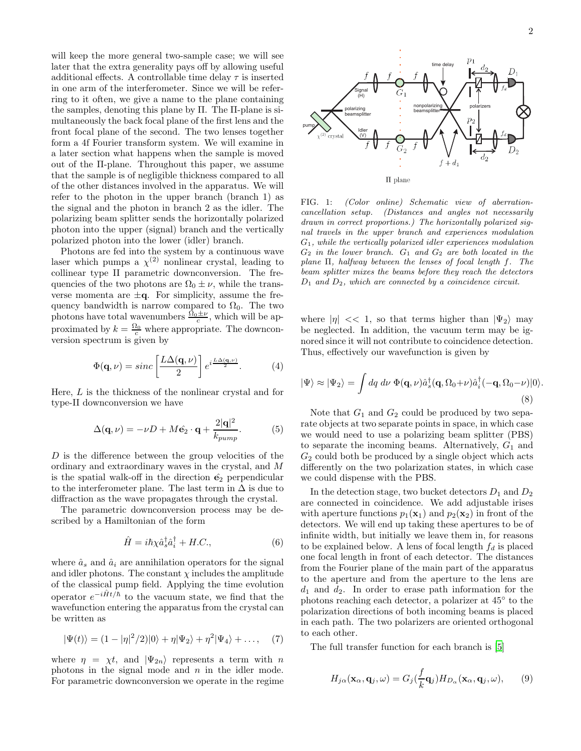will keep the more general two-sample case; we will see later that the extra generality pays off by allowing useful additional effects. A controllable time delay $\tau$ is inserted in one arm of the interferometer. Since we will be referring to it often, we give a name to the plane containing the samples, denoting this plane by $\Pi$. The $\Pi$-plane is simultaneously the back focal plane of the first lens and the front focal plane of the second. The two lenses together form a 4f Fourier transform system. We will examine in a later section what happens when the sample is moved out of the $\Pi$-plane. Throughout this paper, we assume that the sample is of negligible thickness compared to all of the other distances involved in the apparatus. We will refer to the photon in the upper branch (branch 1) as the signal and the photon in branch 2 as the idler. The polarizing beam splitter sends the horizontally polarized photon into the upper (signal) branch and the vertically polarized photon into the lower (idler) branch.

Photons are fed into the system by a continuous wave laser which pumps a $\chi^{(2)}$ nonlinear crystal, leading to collinear type II parametric downconversion. The frequencies of the two photons are $\Omega_0 \pm \nu$, while the transverse momenta are $\pm \mathbf{q}$. For simplicity, assume the frequency bandwidth is narrow compared to $\Omega_0$. The two photons have total wavenumbers $\frac{\Omega_0 \pm \nu}{c}$, which will be approximated by $k = \frac{\Omega_0}{c}$ where appropriate. The downconversion spectrum is given by

$$\Phi(\mathbf{q},\nu) = sinc\left[\frac{L\Delta(\mathbf{q},\nu)}{2}\right] e^{i\frac{L\Delta(\mathbf{q},\nu)}{2}}. \quad (4)$$

Here, $L$ is the thickness of the nonlinear crystal and for type-II downconversion we have

$$\Delta(\mathbf{q},\nu) = -\nu D + M\hat{\mathbf{e}_2}\cdot\mathbf{q} + \frac{2|\mathbf{q}|^2}{k_{pump}}. \quad (5)$$

$D$ is the difference between the group velocities of the ordinary and extraordinary waves in the crystal, and $M$ is the spatial walk-off in the direction $\hat{\mathbf{e}_2}$ perpendicular to the interferometer plane. The last term in $\Delta$ is due to diffraction as the wave propagates through the crystal.

The parametric downconversion process may be described by a Hamiltonian of the form

$$\hat{H} = i\hbar\chi\hat{a}_s^\dagger\hat{a}_i^\dagger + H.C., \quad (6)$$

where $\hat{a}_s$ and $\hat{a}_i$ are annihilation operators for the signal and idler photons. The constant $\chi$ includes the amplitude of the classical pump field. Applying the time evolution operator $e^{-i\hat{H}t/\hbar}$ to the vacuum state, we find that the wavefunction entering the apparatus from the crystal can be written as

$$|\Psi(t)\rangle = (1-|\eta|^2/2)|0\rangle + \eta|\Psi_2\rangle + \eta^2|\Psi_4\rangle + \ldots, \quad (7)$$

where $\eta = \chi t$, and $|\Psi_{2n}\rangle$ represents a term with $n$ photons in the signal mode and $n$ in the idler mode. For parametric downconversion we operate in the regime

FIG. 1: *(Color online) Schematic view of aberration-cancellation setup. (Distances and angles not necessarily drawn in correct proportions.) The horizontally polarized signal travels in the upper branch and experiences modulation $G_1$, while the vertically polarized idler experiences modulation $G_2$ in the lower branch. $G_1$ and $G_2$ are both located in the plane $\Pi$, halfway between the lenses of focal length $f$. The beam splitter mixes the beams before they reach the detectors $D_1$ and $D_2$, which are connected by a coincidence circuit.*

where $|\eta| << 1$, so that terms higher than $|\Psi_2\rangle$ may be neglected. In addition, the vacuum term may be ignored since it will not contribute to coincidence detection. Thus, effectively our wavefunction is given by

$$|\Psi\rangle \approx |\Psi_2\rangle = \int dq\, d\nu\, \Phi(\mathbf{q},\nu)\hat{a}_s^\dagger(\mathbf{q},\Omega_0+\nu)\hat{a}_i^\dagger(-\mathbf{q},\Omega_0-\nu)|0\rangle. \quad (8)$$

Note that $G_1$ and $G_2$ could be produced by two separate objects at two separate points in space, in which case we would need to use a polarizing beam splitter (PBS) to separate the incoming beams. Alternatively, $G_1$ and $G_2$ could both be produced by a single object which acts differently on the two polarization states, in which case we could dispense with the PBS.

In the detection stage, two bucket detectors $D_1$ and $D_2$ are connected in coincidence. We add adjustable irises with aperture functions $p_1(\mathbf{x}_1)$ and $p_2(\mathbf{x}_2)$ in front of the detectors. We will end up taking these apertures to be of infinite width, but initially we leave them in, for reasons to be explained below. A lens of focal length $f_d$ is placed one focal length in front of each detector. The distances from the Fourier plane of the main part of the apparatus to the aperture and from the aperture to the lens are $d_1$ and $d_2$. In order to erase path information for the photons reaching each detector, a polarizer at 45° to the polarization directions of both incoming beams is placed in each path. The two polarizers are oriented orthogonal to each other.

The full transfer function for each branch is [5]

$$H_{j\alpha}(\mathbf{x}_\alpha,\mathbf{q}_j,\omega) = G_j(\frac{f}{k}\mathbf{q}_j)H_{D_\alpha}(\mathbf{x}_\alpha,\mathbf{q}_j,\omega), \quad (9)$$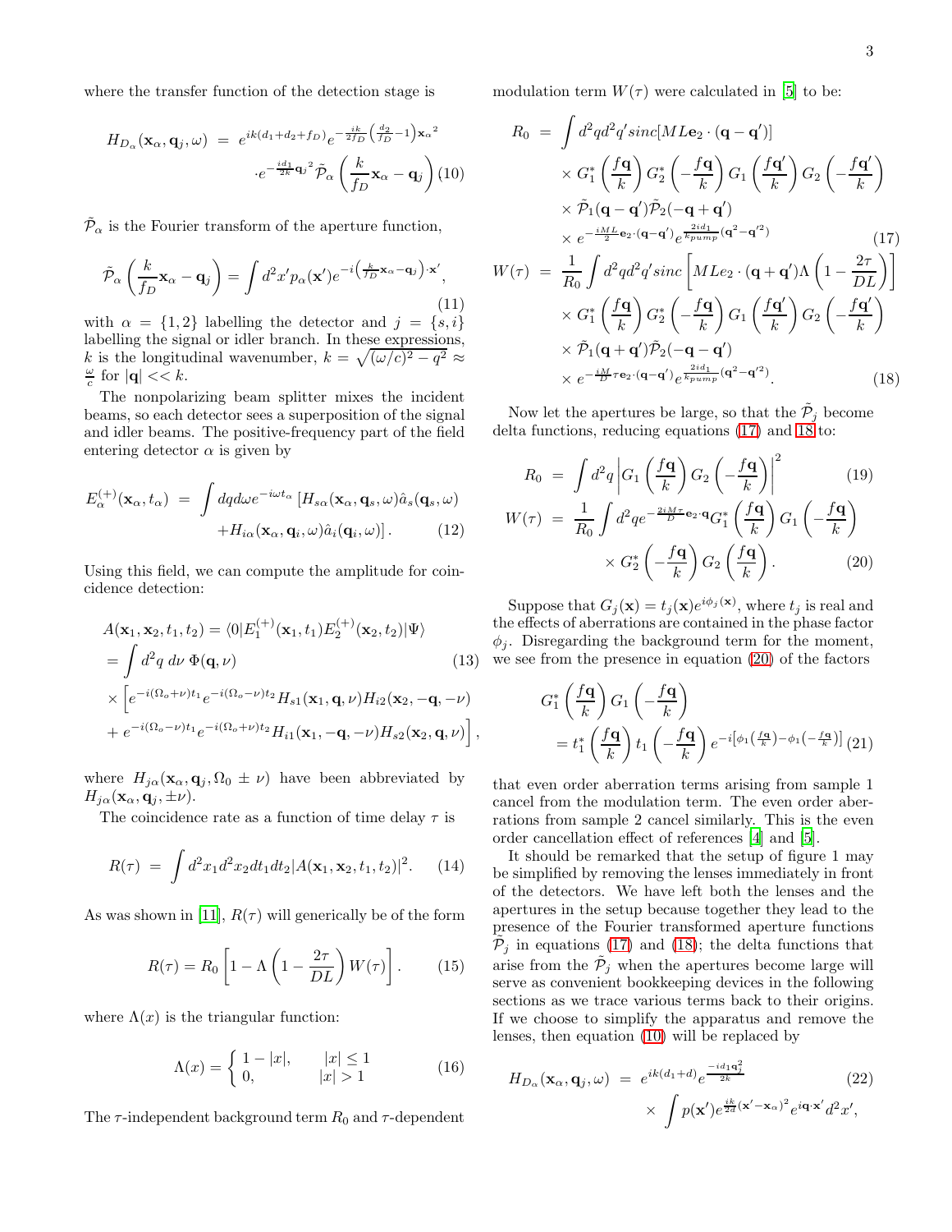where the transfer function of the detection stage is

$$H_{D_\alpha}(\mathbf{x}_\alpha, \mathbf{q}_j, \omega) = e^{ik(d_1+d_2+f_D)} e^{-\frac{ik}{2f_D}\left(\frac{d_2}{f_D}-1\right)\mathbf{x}_\alpha{}^2} \cdot e^{-\frac{id_1}{2k}\mathbf{q}_j{}^2} \tilde{\mathcal{P}}_\alpha\left(\frac{k}{f_D}\mathbf{x}_\alpha - \mathbf{q}_j\right) \quad (10)$$

$\tilde{\mathcal{P}}_\alpha$ is the Fourier transform of the aperture function,

$$\tilde{\mathcal{P}}_\alpha\left(\frac{k}{f_D}\mathbf{x}_\alpha - \mathbf{q}_j\right) = \int d^2x' p_\alpha(\mathbf{x}') e^{-i\left(\frac{k}{f_D}\mathbf{x}_\alpha - \mathbf{q}_j\right)\cdot \mathbf{x}'}, \quad (11)$$

with $\alpha = \{1, 2\}$ labelling the detector and $j = \{s, i\}$ labelling the signal or idler branch. In these expressions, $k$ is the longitudinal wavenumber, $k = \sqrt{(\omega/c)^2 - q^2} \approx \frac{\omega}{c}$ for $|\mathbf{q}| << k$.

The nonpolarizing beam splitter mixes the incident beams, so each detector sees a superposition of the signal and idler beams. The positive-frequency part of the field entering detector $\alpha$ is given by

$$E^{(+)}_\alpha(\mathbf{x}_\alpha, t_\alpha) = \int dq d\omega e^{-i\omega t_\alpha} \left[H_{s\alpha}(\mathbf{x}_\alpha, \mathbf{q}_s, \omega)\hat{a}_s(\mathbf{q}_s, \omega) + H_{i\alpha}(\mathbf{x}_\alpha, \mathbf{q}_i, \omega)\hat{a}_i(\mathbf{q}_i, \omega)\right]. \quad (12)$$

Using this field, we can compute the amplitude for coincidence detection:

$$\begin{aligned} A(\mathbf{x}_1, \mathbf{x}_2, t_1, t_2) &= \langle 0|E^{(+)}_1(\mathbf{x}_1, t_1)E^{(+)}_2(\mathbf{x}_2, t_2)|\Psi\rangle \\ &= \int d^2q \, d\nu \, \Phi(\mathbf{q}, \nu) \quad (13) \\ &\times \Big[e^{-i(\Omega_o+\nu)t_1} e^{-i(\Omega_o-\nu)t_2} H_{s1}(\mathbf{x}_1, \mathbf{q}, \nu) H_{i2}(\mathbf{x}_2, -\mathbf{q}, -\nu) \\ &+ e^{-i(\Omega_o-\nu)t_1} e^{-i(\Omega_o+\nu)t_2} H_{i1}(\mathbf{x}_1, -\mathbf{q}, -\nu) H_{s2}(\mathbf{x}_2, \mathbf{q}, \nu)\Big], \end{aligned}$$

where $H_{j\alpha}(\mathbf{x}_\alpha, \mathbf{q}_j, \Omega_0 \pm \nu)$ have been abbreviated by $H_{j\alpha}(\mathbf{x}_\alpha, \mathbf{q}_j, \pm\nu)$.

The coincidence rate as a function of time delay $\tau$ is

$$R(\tau) = \int d^2x_1 d^2x_2 dt_1 dt_2 |A(\mathbf{x}_1, \mathbf{x}_2, t_1, t_2)|^2. \quad (14)$$

As was shown in [11], $R(\tau)$ will generically be of the form

$$R(\tau) = R_0\left[1 - \Lambda\left(1 - \frac{2\tau}{DL}\right)W(\tau)\right]. \quad (15)$$

where $\Lambda(x)$ is the triangular function:

$$\Lambda(x) = \begin{cases} 1 - |x|, & |x| \le 1 \\ 0, & |x| > 1 \end{cases} \quad (16)$$

The $\tau$-independent background term $R_0$ and $\tau$-dependent modulation term $W(\tau)$ were calculated in [5] to be:

$$\begin{aligned} R_0 &= \int d^2q d^2q' sinc[ML\mathbf{e}_2 \cdot (\mathbf{q} - \mathbf{q}')] \\ &\times G_1^*\left(\frac{f\mathbf{q}}{k}\right) G_2^*\left(-\frac{f\mathbf{q}}{k}\right) G_1\left(\frac{f\mathbf{q}'}{k}\right) G_2\left(-\frac{f\mathbf{q}'}{k}\right) \\ &\times \tilde{\mathcal{P}}_1(\mathbf{q} - \mathbf{q}')\tilde{\mathcal{P}}_2(-\mathbf{q} + \mathbf{q}') \\ &\times e^{-\frac{iML}{2}\mathbf{e}_2\cdot(\mathbf{q}-\mathbf{q}')} e^{\frac{2id_1}{k_{pump}}(\mathbf{q}^2 - \mathbf{q}'^2)} \quad (17) \\ W(\tau) &= \frac{1}{R_0}\int d^2q d^2q' sinc\left[MLe_2 \cdot (\mathbf{q} + \mathbf{q}')\Lambda\left(1 - \frac{2\tau}{DL}\right)\right] \\ &\times G_1^*\left(\frac{f\mathbf{q}}{k}\right) G_2^*\left(-\frac{f\mathbf{q}}{k}\right) G_1\left(\frac{f\mathbf{q}'}{k}\right) G_2\left(-\frac{f\mathbf{q}'}{k}\right) \\ &\times \tilde{\mathcal{P}}_1(\mathbf{q} + \mathbf{q}')\tilde{\mathcal{P}}_2(-\mathbf{q} - \mathbf{q}') \\ &\times e^{-\frac{iM}{D}\tau\mathbf{e}_2\cdot(\mathbf{q}-\mathbf{q}')} e^{\frac{2id_1}{k_{pump}}(\mathbf{q}^2 - \mathbf{q}'^2)}. \quad (18) \end{aligned}$$

Now let the apertures be large, so that the $\tilde{\mathcal{P}}_j$ become delta functions, reducing equations (17) and 18 to:

$$\begin{aligned} R_0 &= \int d^2q \left|G_1\left(\frac{f\mathbf{q}}{k}\right) G_2\left(-\frac{f\mathbf{q}}{k}\right)\right|^2 \quad (19) \\ W(\tau) &= \frac{1}{R_0}\int d^2q e^{-\frac{2iM\tau}{D}\mathbf{e}_2\cdot\mathbf{q}} G_1^*\left(\frac{f\mathbf{q}}{k}\right) G_1\left(-\frac{f\mathbf{q}}{k}\right) \\ &\times G_2^*\left(-\frac{f\mathbf{q}}{k}\right) G_2\left(\frac{f\mathbf{q}}{k}\right). \quad (20) \end{aligned}$$

Suppose that $G_j(\mathbf{x}) = t_j(\mathbf{x})e^{i\phi_j(\mathbf{x})}$, where $t_j$ is real and the effects of aberrations are contained in the phase factor $\phi_j$. Disregarding the background term for the moment, we see from the presence in equation (20) of the factors

$$\begin{aligned} &G_1^*\left(\frac{f\mathbf{q}}{k}\right) G_1\left(-\frac{f\mathbf{q}}{k}\right) \\ &= t_1^*\left(\frac{f\mathbf{q}}{k}\right) t_1\left(-\frac{f\mathbf{q}}{k}\right) e^{-i\left[\phi_1\left(\frac{f\mathbf{q}}{k}\right) - \phi_1\left(-\frac{f\mathbf{q}}{k}\right)\right]} \quad (21) \end{aligned}$$

that even order aberration terms arising from sample 1 cancel from the modulation term. The even order aberrations from sample 2 cancel similarly. This is the even order cancellation effect of references [4] and [5].

It should be remarked that the setup of figure 1 may be simplified by removing the lenses immediately in front of the detectors. We have left both the lenses and the apertures in the setup because together they lead to the presence of the Fourier transformed aperture functions $\tilde{\mathcal{P}}_j$ in equations (17) and (18); the delta functions that arise from the $\tilde{\mathcal{P}}_j$ when the apertures become large will serve as convenient bookkeeping devices in the following sections as we trace various terms back to their origins. If we choose to simplify the apparatus and remove the lenses, then equation (10) will be replaced by

$$H_{D_\alpha}(\mathbf{x}_\alpha, \mathbf{q}_j, \omega) = e^{ik(d_1+d)} e^{\frac{-id_1\mathbf{q}_j^2}{2k}} \times \int p(\mathbf{x}') e^{\frac{ik}{2d}(\mathbf{x}'-\mathbf{x}_\alpha)^2} e^{i\mathbf{q}\cdot\mathbf{x}'} d^2x', \quad (22)$$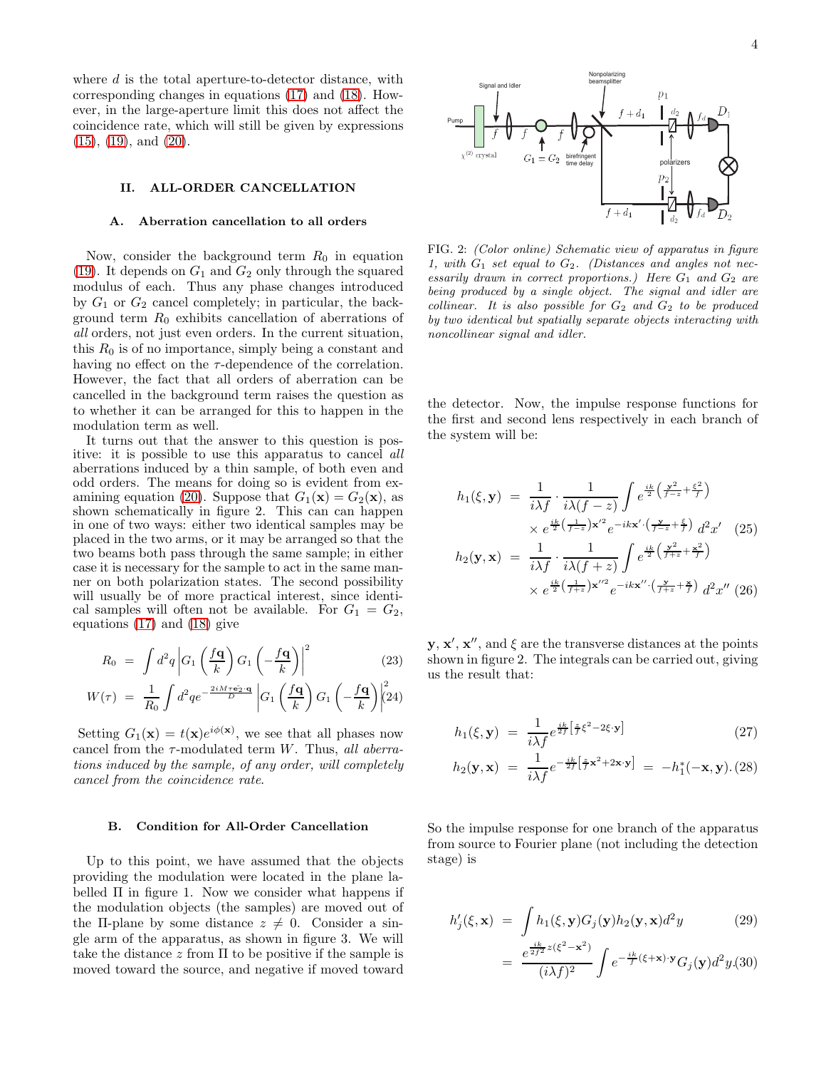where $d$ is the total aperture-to-detector distance, with corresponding changes in equations (17) and (18). However, in the large-aperture limit this does not affect the coincidence rate, which will still be given by expressions (15), (19), and (20).

## II. ALL-ORDER CANCELLATION

### A. Aberration cancellation to all orders

Now, consider the background term $R_0$ in equation (19). It depends on $G_1$ and $G_2$ only through the squared modulus of each. Thus any phase changes introduced by $G_1$ or $G_2$ cancel completely; in particular, the background term $R_0$ exhibits cancellation of aberrations of *all* orders, not just even orders. In the current situation, this $R_0$ is of no importance, simply being a constant and having no effect on the $\tau$-dependence of the correlation. However, the fact that all orders of aberration can be cancelled in the background term raises the question as to whether it can be arranged for this to happen in the modulation term as well.

It turns out that the answer to this question is positive: it is possible to use this apparatus to cancel *all* aberrations induced by a thin sample, of both even and odd orders. The means for doing so is evident from examining equation (20). Suppose that $G_1(\mathbf{x}) = G_2(\mathbf{x})$, as shown schematically in figure 2. This can can happen in one of two ways: either two identical samples may be placed in the two arms, or it may be arranged so that the two beams both pass through the same sample; in either case it is necessary for the sample to act in the same manner on both polarization states. The second possibility will usually be of more practical interest, since identical samples will often not be available. For $G_1 = G_2$, equations (17) and (18) give

$$R_0 = \int d^2q \left| G_1\left(\frac{f\mathbf{q}}{k}\right) G_1\left(-\frac{f\mathbf{q}}{k}\right)\right|^2 \quad (23)$$

$$W(\tau) = \frac{1}{R_0}\int d^2q e^{-\frac{2iM\tau\hat{\mathbf{e}}_2\cdot\mathbf{q}}{D}} \left| G_1\left(\frac{f\mathbf{q}}{k}\right) G_1\left(-\frac{f\mathbf{q}}{k}\right)\right|^2 \quad (24)$$

Setting $G_1(\mathbf{x}) = t(\mathbf{x})e^{i\phi(\mathbf{x})}$, we see that all phases now cancel from the $\tau$-modulated term $W$. Thus, *all aberrations induced by the sample, of any order, will completely cancel from the coincidence rate*.

### B. Condition for All-Order Cancellation

Up to this point, we have assumed that the objects providing the modulation were located in the plane labelled $\Pi$ in figure 1. Now we consider what happens if the modulation objects (the samples) are moved out of the $\Pi$-plane by some distance $z \neq 0$. Consider a single arm of the apparatus, as shown in figure 3. We will take the distance $z$ from $\Pi$ to be positive if the sample is moved toward the source, and negative if moved toward the detector. Now, the impulse response functions for the first and second lens respectively in each branch of the system will be:

FIG. 2: *(Color online) Schematic view of apparatus in figure 1, with $G_1$ set equal to $G_2$. (Distances and angles not necessarily drawn in correct proportions.) Here $G_1$ and $G_2$ are being produced by a single object. The signal and idler are collinear. It is also possible for $G_2$ and $G_2$ to be produced by two identical but spatially separate objects interacting with noncollinear signal and idler.*

$$h_1(\xi,\mathbf{y}) = \frac{1}{i\lambda f}\cdot\frac{1}{i\lambda(f-z)}\int e^{\frac{ik}{2}\left(\frac{\mathbf{y}^2}{f-z}+\frac{\xi^2}{f}\right)} \times e^{\frac{ik}{2}\left(\frac{1}{f-z}\right)\mathbf{x}'^2} e^{-ik\mathbf{x}'\cdot\left(\frac{\mathbf{y}}{f-z}+\frac{\xi}{f}\right)}\, d^2x' \quad (25)$$

$$h_2(\mathbf{y},\mathbf{x}) = \frac{1}{i\lambda f}\cdot\frac{1}{i\lambda(f+z)}\int e^{\frac{ik}{2}\left(\frac{\mathbf{y}^2}{f+z}+\frac{\mathbf{x}^2}{f}\right)} \times e^{\frac{ik}{2}\left(\frac{1}{f+z}\right)\mathbf{x}''^2} e^{-ik\mathbf{x}''\cdot\left(\frac{\mathbf{y}}{f+z}+\frac{\mathbf{x}}{f}\right)}\, d^2x'' \quad (26)$$

$\mathbf{y}$, $\mathbf{x}'$, $\mathbf{x}''$, and $\xi$ are the transverse distances at the points shown in figure 2. The integrals can be carried out, giving us the result that:

$$h_1(\xi,\mathbf{y}) = \frac{1}{i\lambda f} e^{\frac{ik}{2f}\left[\frac{z}{f}\xi^2 - 2\xi\cdot\mathbf{y}\right]} \quad (27)$$

$$h_2(\mathbf{y},\mathbf{x}) = \frac{1}{i\lambda f} e^{-\frac{ik}{2f}\left[\frac{z}{f}\mathbf{x}^2 + 2\mathbf{x}\cdot\mathbf{y}\right]} = -h_1^*(-\mathbf{x},\mathbf{y}). \quad (28)$$

So the impulse response for one branch of the apparatus from source to Fourier plane (not including the detection stage) is

$$h_j'(\xi,\mathbf{x}) = \int h_1(\xi,\mathbf{y}) G_j(\mathbf{y}) h_2(\mathbf{y},\mathbf{x}) d^2y \quad (29)$$

$$= \frac{e^{\frac{ik}{2f^2}z(\xi^2-\mathbf{x}^2)}}{(i\lambda f)^2}\int e^{-\frac{ik}{f}(\xi+\mathbf{x})\cdot\mathbf{y}} G_j(\mathbf{y}) d^2y. \quad (30)$$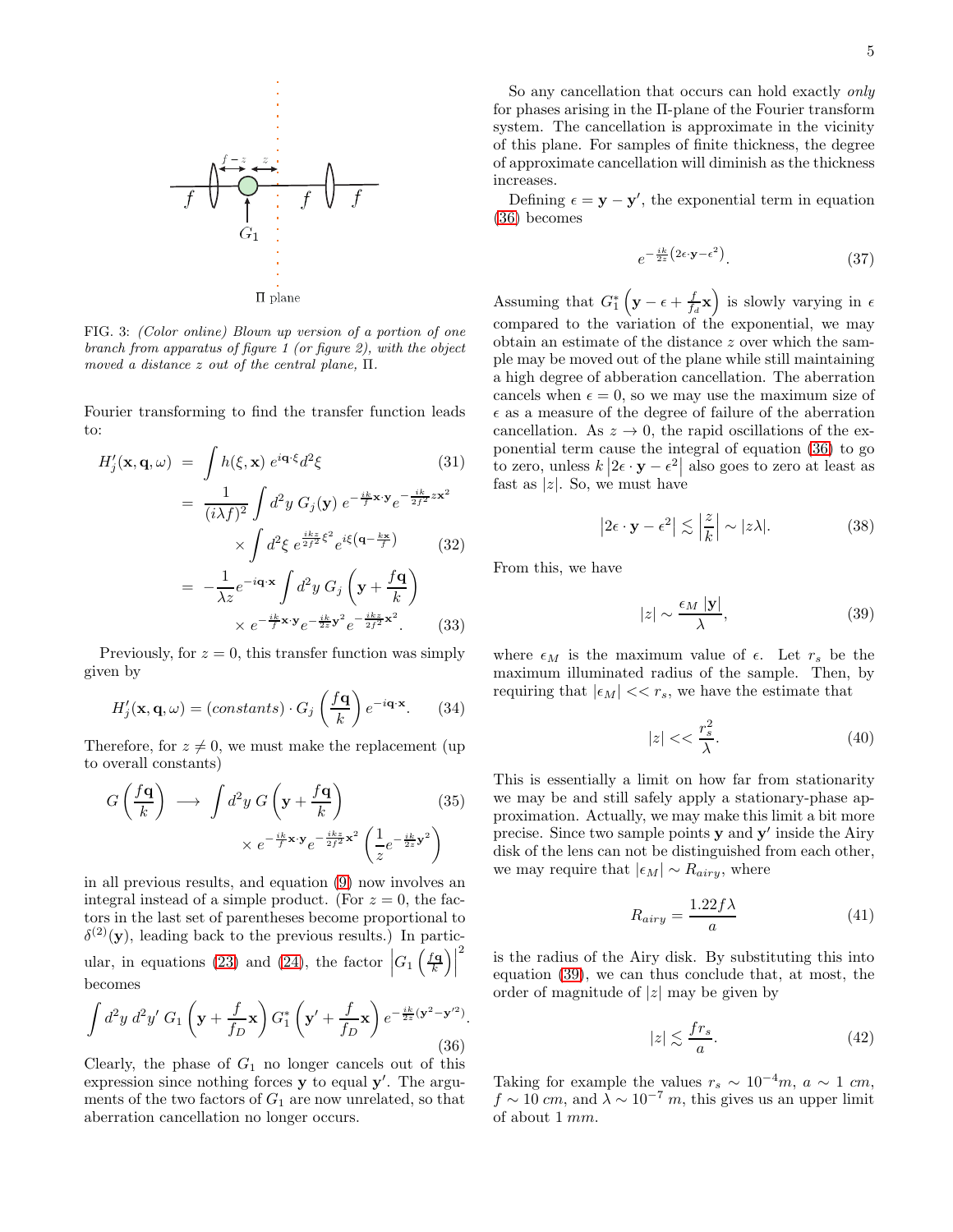FIG. 3: *(Color online) Blown up version of a portion of one branch from apparatus of figure 1 (or figure 2), with the object moved a distance z out of the central plane, Π.*

Fourier transforming to find the transfer function leads to:

$$H'_j(\mathbf{x},\mathbf{q},\omega) = \int h(\xi,\mathbf{x})\, e^{i\mathbf{q}\cdot\xi} d^2\xi \tag{31}$$

$$= \frac{1}{(i\lambda f)^2}\int d^2y\; G_j(\mathbf{y})\; e^{-\frac{ik}{f}\mathbf{x}\cdot\mathbf{y}} e^{-\frac{ik}{2f^2}z\mathbf{x}^2} \times \int d^2\xi\; e^{\frac{ikz}{2f^2}\xi^2} e^{i\xi\left(\mathbf{q}-\frac{k\mathbf{x}}{f}\right)} \tag{32}$$

$$= -\frac{1}{\lambda z} e^{-i\mathbf{q}\cdot\mathbf{x}} \int d^2y\; G_j\left(\mathbf{y}+\frac{f\mathbf{q}}{k}\right) \times e^{-\frac{ik}{f}\mathbf{x}\cdot\mathbf{y}} e^{-\frac{ik}{2z}\mathbf{y}^2} e^{-\frac{ikz}{2f^2}\mathbf{x}^2}. \tag{33}$$

Previously, for $z=0$, this transfer function was simply given by

$$H'_j(\mathbf{x},\mathbf{q},\omega) = (constants)\cdot G_j\left(\frac{f\mathbf{q}}{k}\right) e^{-i\mathbf{q}\cdot\mathbf{x}}. \tag{34}$$

Therefore, for $z \neq 0$, we must make the replacement (up to overall constants)

$$G\left(\frac{f\mathbf{q}}{k}\right) \longrightarrow \int d^2y\; G\left(\mathbf{y}+\frac{f\mathbf{q}}{k}\right) \times e^{-\frac{ik}{f}\mathbf{x}\cdot\mathbf{y}} e^{-\frac{ikz}{2f^2}\mathbf{x}^2} \left(\frac{1}{z} e^{-\frac{ik}{2z}\mathbf{y}^2}\right) \tag{35}$$

in all previous results, and equation (9) now involves an integral instead of a simple product. (For $z=0$, the factors in the last set of parentheses become proportional to $\delta^{(2)}(\mathbf{y})$, leading back to the previous results.) In particular, in equations (23) and (24), the factor $\left|G_1\left(\frac{f\mathbf{q}}{k}\right)\right|^2$ becomes

$$\int d^2y\; d^2y'\; G_1\left(\mathbf{y}+\frac{f}{f_D}\mathbf{x}\right) G_1^*\left(\mathbf{y}'+\frac{f}{f_D}\mathbf{x}\right) e^{-\frac{ik}{2z}\left(\mathbf{y}^2-\mathbf{y}'^2\right)}. \tag{36}$$

Clearly, the phase of $G_1$ no longer cancels out of this expression since nothing forces $\mathbf{y}$ to equal $\mathbf{y}'$. The arguments of the two factors of $G_1$ are now unrelated, so that aberration cancellation no longer occurs.

So any cancellation that occurs can hold exactly *only* for phases arising in the Π-plane of the Fourier transform system. The cancellation is approximate in the vicinity of this plane. For samples of finite thickness, the degree of approximate cancellation will diminish as the thickness increases.

Defining $\epsilon = \mathbf{y}-\mathbf{y}'$, the exponential term in equation (36) becomes

$$e^{-\frac{ik}{2z}\left(2\epsilon\cdot\mathbf{y}-\epsilon^2\right)}. \tag{37}$$

Assuming that $G_1^*\left(\mathbf{y}-\epsilon+\frac{f}{f_d}\mathbf{x}\right)$ is slowly varying in $\epsilon$ compared to the variation of the exponential, we may obtain an estimate of the distance $z$ over which the sample may be moved out of the plane while still maintaining a high degree of abberation cancellation. The aberration cancels when $\epsilon = 0$, so we may use the maximum size of $\epsilon$ as a measure of the degree of failure of the aberration cancellation. As $z \to 0$, the rapid oscillations of the exponential term cause the integral of equation (36) to go to zero, unless $k\left|2\epsilon\cdot\mathbf{y}-\epsilon^2\right|$ also goes to zero at least as fast as $|z|$. So, we must have

$$\left|2\epsilon\cdot\mathbf{y}-\epsilon^2\right| \lesssim \left|\frac{z}{k}\right| \sim |z\lambda|. \tag{38}$$

From this, we have

$$|z| \sim \frac{\epsilon_M\,|\mathbf{y}|}{\lambda}, \tag{39}$$

where $\epsilon_M$ is the maximum value of $\epsilon$. Let $r_s$ be the maximum illuminated radius of the sample. Then, by requiring that $|\epsilon_M| << r_s$, we have the estimate that

$$|z| << \frac{r_s^2}{\lambda}. \tag{40}$$

This is essentially a limit on how far from stationarity we may be and still safely apply a stationary-phase approximation. Actually, we may make this limit a bit more precise. Since two sample points $\mathbf{y}$ and $\mathbf{y}'$ inside the Airy disk of the lens can not be distinguished from each other, we may require that $|\epsilon_M| \sim R_{airy}$, where

$$R_{airy} = \frac{1.22 f\lambda}{a} \tag{41}$$

is the radius of the Airy disk. By substituting this into equation (39), we can thus conclude that, at most, the order of magnitude of $|z|$ may be given by

$$|z| \lesssim \frac{f r_s}{a}. \tag{42}$$

Taking for example the values $r_s \sim 10^{-4} m$, $a \sim 1\ cm$, $f \sim 10\ cm$, and $\lambda \sim 10^{-7}\ m$, this gives us an upper limit of about 1 *mm*.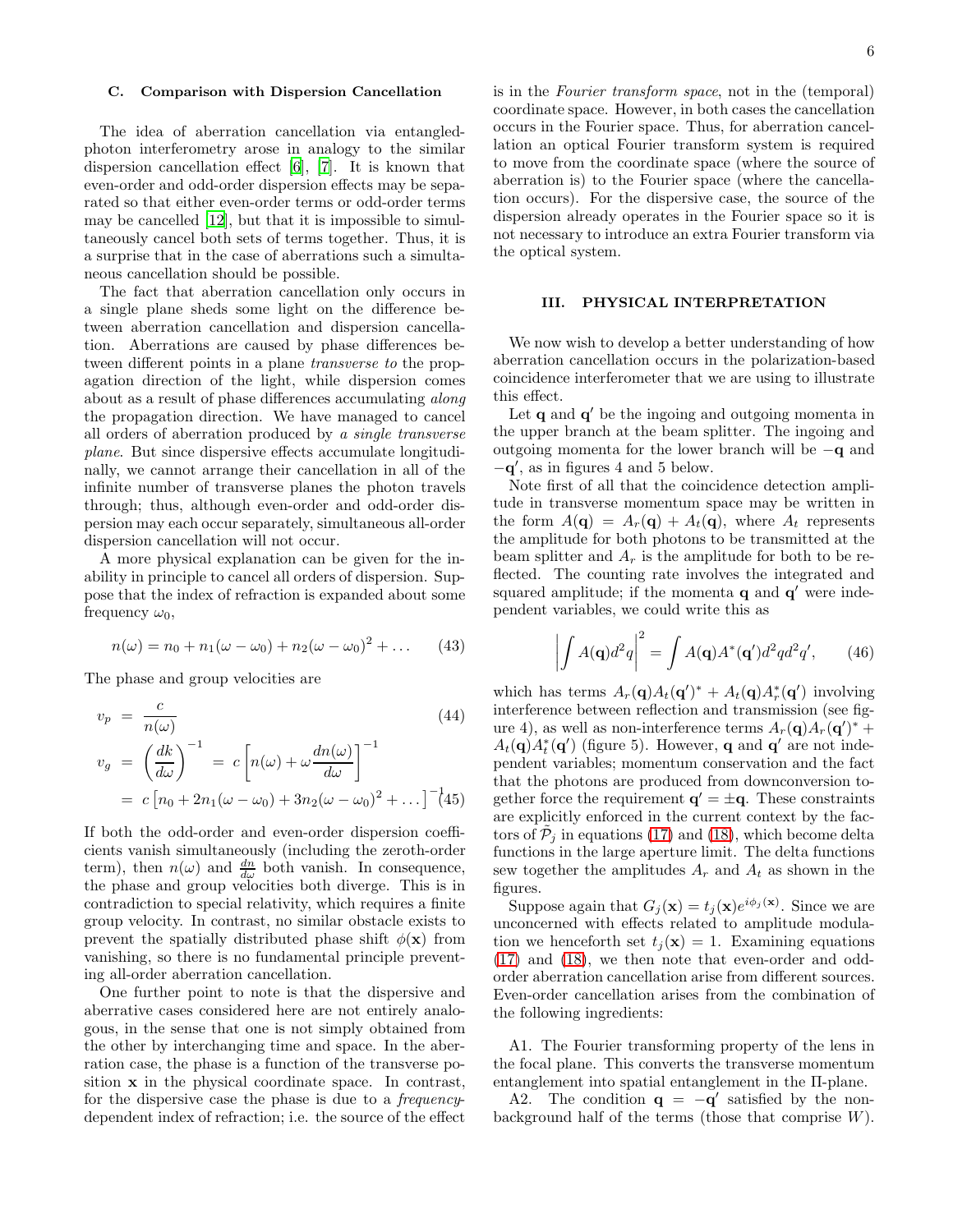### C. Comparison with Dispersion Cancellation

The idea of aberration cancellation via entangled-photon interferometry arose in analogy to the similar dispersion cancellation effect [6], [7]. It is known that even-order and odd-order dispersion effects may be separated so that either even-order terms or odd-order terms may be cancelled [12], but that it is impossible to simultaneously cancel both sets of terms together. Thus, it is a surprise that in the case of aberrations such a simultaneous cancellation should be possible.

The fact that aberration cancellation only occurs in a single plane sheds some light on the difference between aberration cancellation and dispersion cancellation. Aberrations are caused by phase differences between different points in a plane *transverse to* the propagation direction of the light, while dispersion comes about as a result of phase differences accumulating *along* the propagation direction. We have managed to cancel all orders of aberration produced by *a single transverse plane*. But since dispersive effects accumulate longitudinally, we cannot arrange their cancellation in all of the infinite number of transverse planes the photon travels through; thus, although even-order and odd-order dispersion may each occur separately, simultaneous all-order dispersion cancellation will not occur.

A more physical explanation can be given for the inability in principle to cancel all orders of dispersion. Suppose that the index of refraction is expanded about some frequency $\omega_0$,

$$n(\omega) = n_0 + n_1(\omega - \omega_0) + n_2(\omega - \omega_0)^2 + \ldots \tag{43}$$

The phase and group velocities are

$$v_p = \frac{c}{n(\omega)} \tag{44}$$

$$v_g = \left(\frac{dk}{d\omega}\right)^{-1} = c\left[n(\omega) + \omega\frac{dn(\omega)}{d\omega}\right]^{-1}$$
$$= c\left[n_0 + 2n_1(\omega - \omega_0) + 3n_2(\omega - \omega_0)^2 + \ldots\right]^{-1} \tag{45}$$

If both the odd-order and even-order dispersion coefficients vanish simultaneously (including the zeroth-order term), then $n(\omega)$ and $\frac{dn}{d\omega}$ both vanish. In consequence, the phase and group velocities both diverge. This is in contradiction to special relativity, which requires a finite group velocity. In contrast, no similar obstacle exists to prevent the spatially distributed phase shift $\phi(\mathbf{x})$ from vanishing, so there is no fundamental principle preventing all-order aberration cancellation.

One further point to note is that the dispersive and aberrative cases considered here are not entirely analogous, in the sense that one is not simply obtained from the other by interchanging time and space. In the aberration case, the phase is a function of the transverse position $\mathbf{x}$ in the physical coordinate space. In contrast, for the dispersive case the phase is due to a *frequency*-dependent index of refraction; i.e. the source of the effect is in the *Fourier transform space*, not in the (temporal) coordinate space. However, in both cases the cancellation occurs in the Fourier space. Thus, for aberration cancellation an optical Fourier transform system is required to move from the coordinate space (where the source of aberration is) to the Fourier space (where the cancellation occurs). For the dispersive case, the source of the dispersion already operates in the Fourier space so it is not necessary to introduce an extra Fourier transform via the optical system.

## III. PHYSICAL INTERPRETATION

We now wish to develop a better understanding of how aberration cancellation occurs in the polarization-based coincidence interferometer that we are using to illustrate this effect.

Let $\mathbf{q}$ and $\mathbf{q}'$ be the ingoing and outgoing momenta in the upper branch at the beam splitter. The ingoing and outgoing momenta for the lower branch will be $-\mathbf{q}$ and $-\mathbf{q}'$, as in figures 4 and 5 below.

Note first of all that the coincidence detection amplitude in transverse momentum space may be written in the form $A(\mathbf{q}) = A_r(\mathbf{q}) + A_t(\mathbf{q})$, where $A_t$ represents the amplitude for both photons to be transmitted at the beam splitter and $A_r$ is the amplitude for both to be reflected. The counting rate involves the integrated and squared amplitude; if the momenta $\mathbf{q}$ and $\mathbf{q}'$ were independent variables, we could write this as

$$\left|\int A(\mathbf{q})d^2q\right|^2 = \int A(\mathbf{q})A^*(\mathbf{q}')d^2q d^2q', \tag{46}$$

which has terms $A_r(\mathbf{q})A_t(\mathbf{q}')^* + A_t(\mathbf{q})A_r^*(\mathbf{q}')$ involving interference between reflection and transmission (see figure 4), as well as non-interference terms $A_r(\mathbf{q})A_r(\mathbf{q}')^* + A_t(\mathbf{q})A_t^*(\mathbf{q}')$ (figure 5). However, $\mathbf{q}$ and $\mathbf{q}'$ are not independent variables; momentum conservation and the fact that the photons are produced from downconversion together force the requirement $\mathbf{q}' = \pm\mathbf{q}$. These constraints are explicitly enforced in the current context by the factors of $\tilde{\mathcal{P}}_j$ in equations (17) and (18), which become delta functions in the large aperture limit. The delta functions sew together the amplitudes $A_r$ and $A_t$ as shown in the figures.

Suppose again that $G_j(\mathbf{x}) = t_j(\mathbf{x})e^{i\phi_j(\mathbf{x})}$. Since we are unconcerned with effects related to amplitude modulation we henceforth set $t_j(\mathbf{x}) = 1$. Examining equations (17) and (18), we then note that even-order and odd-order aberration cancellation arise from different sources. Even-order cancellation arises from the combination of the following ingredients:

A1. The Fourier transforming property of the lens in the focal plane. This converts the transverse momentum entanglement into spatial entanglement in the Π-plane.

A2. The condition $\mathbf{q} = -\mathbf{q}'$ satisfied by the non-background half of the terms (those that comprise $W$).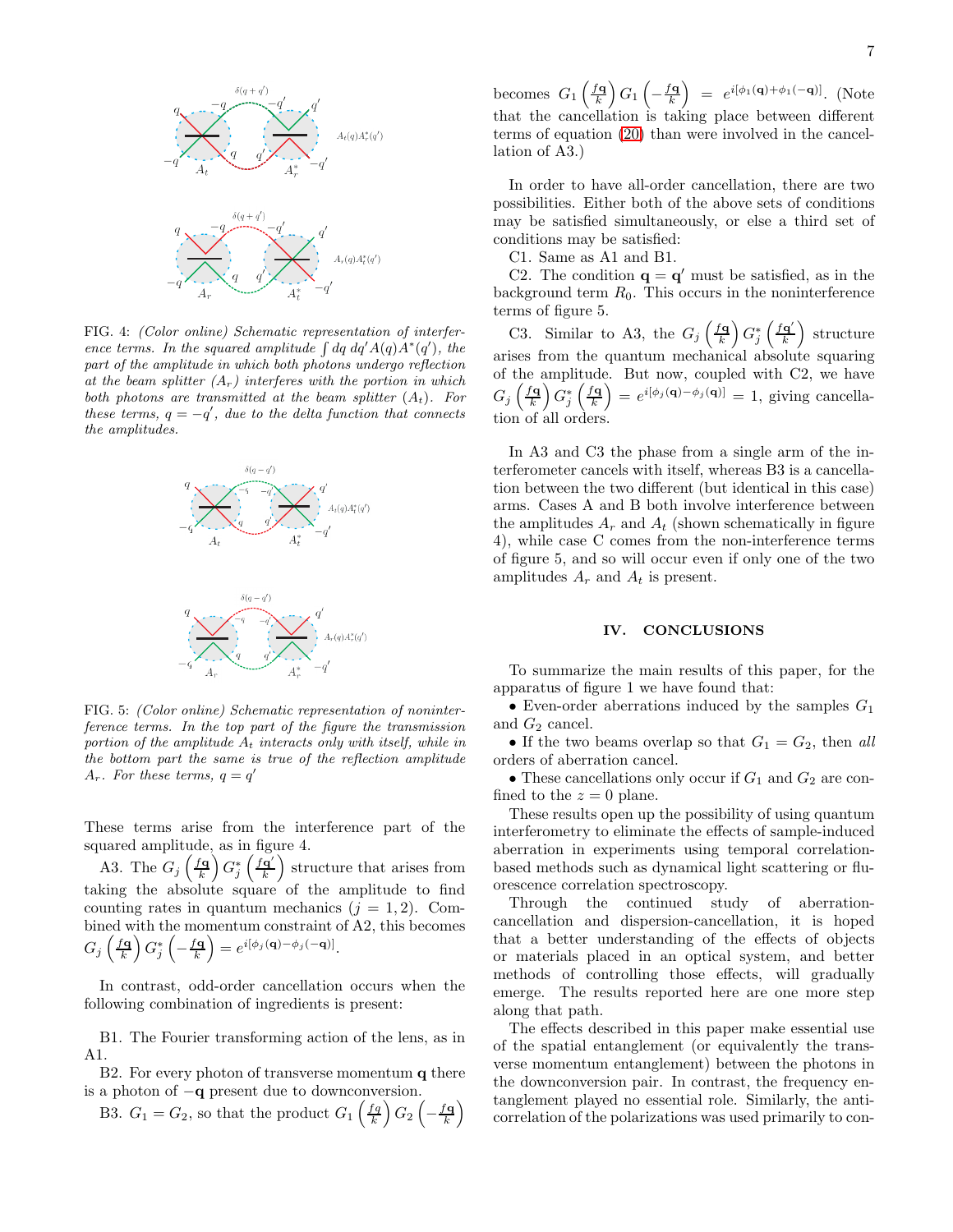FIG. 4: *(Color online) Schematic representation of interference terms. In the squared amplitude $\int dq\, dq' A(q)A^*(q')$, the part of the amplitude in which both photons undergo reflection at the beam splitter ($A_r$) interferes with the portion in which both photons are transmitted at the beam splitter ($A_t$). For these terms, $q = -q'$, due to the delta function that connects the amplitudes.*

FIG. 5: *(Color online) Schematic representation of noninterference terms. In the top part of the figure the transmission portion of the amplitude $A_t$ interacts only with itself, while in the bottom part the same is true of the reflection amplitude $A_r$. For these terms, $q = q'$*

These terms arise from the interference part of the squared amplitude, as in figure 4.

A3. The $G_j\left(\frac{f\mathbf{q}}{k}\right)G_j^*\left(\frac{f\mathbf{q}'}{k}\right)$ structure that arises from taking the absolute square of the amplitude to find counting rates in quantum mechanics ($j = 1, 2$). Combined with the momentum constraint of A2, this becomes $G_j\left(\frac{f\mathbf{q}}{k}\right)G_j^*\left(-\frac{f\mathbf{q}}{k}\right) = e^{i[\phi_j(\mathbf{q})-\phi_j(-\mathbf{q})]}$.

In contrast, odd-order cancellation occurs when the following combination of ingredients is present:

B1. The Fourier transforming action of the lens, as in A1.

B2. For every photon of transverse momentum $\mathbf{q}$ there is a photon of $-\mathbf{q}$ present due to downconversion.

B3. $G_1 = G_2$, so that the product $G_1\left(\frac{f\mathbf{q}}{k}\right)G_2\left(-\frac{f\mathbf{q}}{k}\right)$ becomes $G_1\left(\frac{f\mathbf{q}}{k}\right)G_1\left(-\frac{f\mathbf{q}}{k}\right) = e^{i[\phi_1(\mathbf{q})+\phi_1(-\mathbf{q})]}$. (Note that the cancellation is taking place between different terms of equation (20) than were involved in the cancellation of A3.)

In order to have all-order cancellation, there are two possibilities. Either both of the above sets of conditions may be satisfied simultaneously, or else a third set of conditions may be satisfied:

C1. Same as A1 and B1.

C2. The condition $\mathbf{q} = \mathbf{q}'$ must be satisfied, as in the background term $R_0$. This occurs in the noninterference terms of figure 5.

C3. Similar to A3, the $G_j\left(\frac{f\mathbf{q}}{k}\right)G_j^*\left(\frac{f\mathbf{q}'}{k}\right)$ structure arises from the quantum mechanical absolute squaring of the amplitude. But now, coupled with C2, we have $G_j\left(\frac{f\mathbf{q}}{k}\right)G_j^*\left(\frac{f\mathbf{q}}{k}\right) = e^{i[\phi_j(\mathbf{q})-\phi_j(\mathbf{q})]} = 1$, giving cancellation of all orders.

In A3 and C3 the phase from a single arm of the interferometer cancels with itself, whereas B3 is a cancellation between the two different (but identical in this case) arms. Cases A and B both involve interference between the amplitudes $A_r$ and $A_t$ (shown schematically in figure 4), while case C comes from the non-interference terms of figure 5, and so will occur even if only one of the two amplitudes $A_r$ and $A_t$ is present.

## IV. CONCLUSIONS

To summarize the main results of this paper, for the apparatus of figure 1 we have found that:

- Even-order aberrations induced by the samples $G_1$ and $G_2$ cancel.
- If the two beams overlap so that $G_1 = G_2$, then *all* orders of aberration cancel.
- These cancellations only occur if $G_1$ and $G_2$ are confined to the $z = 0$ plane.

These results open up the possibility of using quantum interferometry to eliminate the effects of sample-induced aberration in experiments using temporal correlation-based methods such as dynamical light scattering or fluorescence correlation spectroscopy.

Through the continued study of aberration-cancellation and dispersion-cancellation, it is hoped that a better understanding of the effects of objects or materials placed in an optical system, and better methods of controlling those effects, will gradually emerge. The results reported here are one more step along that path.

The effects described in this paper make essential use of the spatial entanglement (or equivalently the transverse momentum entanglement) between the photons in the downconversion pair. In contrast, the frequency entanglement played no essential role. Similarly, the anti-correlation of the polarizations was used primarily to con-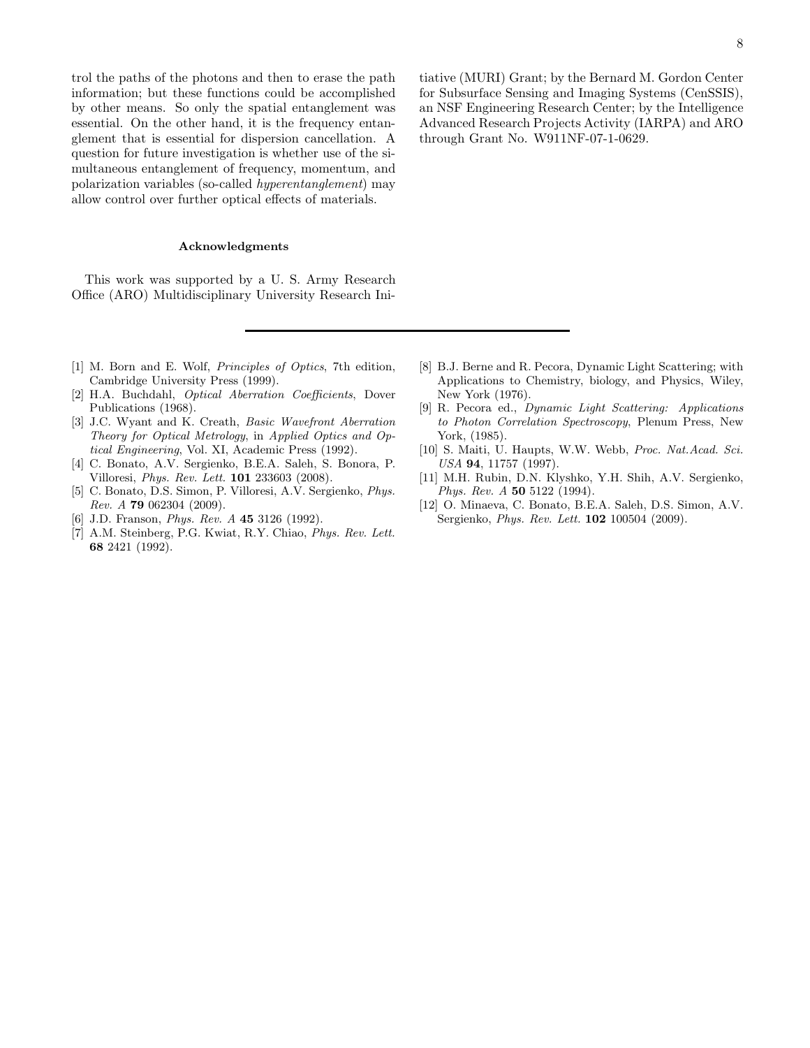trol the paths of the photons and then to erase the path information; but these functions could be accomplished by other means. So only the spatial entanglement was essential. On the other hand, it is the frequency entanglement that is essential for dispersion cancellation. A question for future investigation is whether use of the simultaneous entanglement of frequency, momentum, and polarization variables (so-called *hyperentanglement*) may allow control over further optical effects of materials.

### Acknowledgments

This work was supported by a U. S. Army Research Office (ARO) Multidisciplinary University Research Initiative (MURI) Grant; by the Bernard M. Gordon Center for Subsurface Sensing and Imaging Systems (CenSSIS), an NSF Engineering Research Center; by the Intelligence Advanced Research Projects Activity (IARPA) and ARO through Grant No. W911NF-07-1-0629.

---

[1] M. Born and E. Wolf, *Principles of Optics*, 7th edition, Cambridge University Press (1999).

[2] H.A. Buchdahl, *Optical Aberration Coefficients*, Dover Publications (1968).

[3] J.C. Wyant and K. Creath, *Basic Wavefront Aberration Theory for Optical Metrology*, in *Applied Optics and Optical Engineering*, Vol. XI, Academic Press (1992).

[4] C. Bonato, A.V. Sergienko, B.E.A. Saleh, S. Bonora, P. Villoresi, *Phys. Rev. Lett.* **101** 233603 (2008).

[5] C. Bonato, D.S. Simon, P. Villoresi, A.V. Sergienko, *Phys. Rev. A* **79** 062304 (2009).

[6] J.D. Franson, *Phys. Rev. A* **45** 3126 (1992).

[7] A.M. Steinberg, P.G. Kwiat, R.Y. Chiao, *Phys. Rev. Lett.* **68** 2421 (1992).

[8] B.J. Berne and R. Pecora, Dynamic Light Scattering; with Applications to Chemistry, biology, and Physics, Wiley, New York (1976).

[9] R. Pecora ed., *Dynamic Light Scattering: Applications to Photon Correlation Spectroscopy*, Plenum Press, New York, (1985).

[10] S. Maiti, U. Haupts, W.W. Webb, *Proc. Nat.Acad. Sci. USA* **94**, 11757 (1997).

[11] M.H. Rubin, D.N. Klyshko, Y.H. Shih, A.V. Sergienko, *Phys. Rev. A* **50** 5122 (1994).

[12] O. Minaeva, C. Bonato, B.E.A. Saleh, D.S. Simon, A.V. Sergienko, *Phys. Rev. Lett.* **102** 100504 (2009).